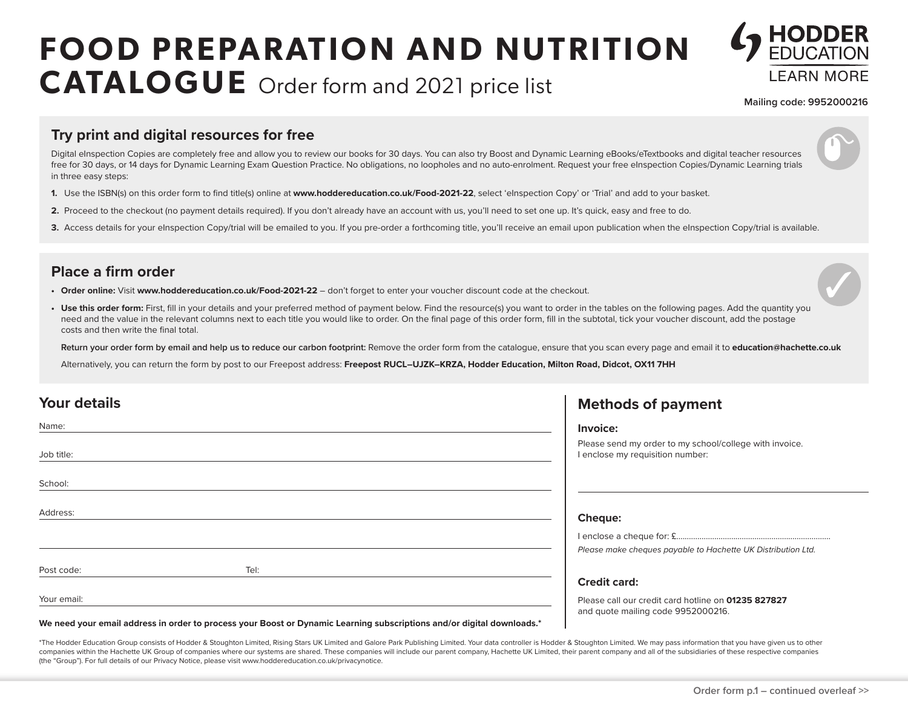# FOOD PREPARATION AND NUTRITION CATALOGUE Order form and 2021 price list

HODDER EDUCATION
LEARN MORE

**Mailing code: 9952000216**

## Try print and digital resources for free

Digital eInspection Copies are completely free and allow you to review our books for 30 days. You can also try Boost and Dynamic Learning eBooks/eTextbooks and digital teacher resources free for 30 days, or 14 days for Dynamic Learning Exam Question Practice. No obligations, no loopholes and no auto-enrolment. Request your free eInspection Copies/Dynamic Learning trials in three easy steps:

1. Use the ISBN(s) on this order form to find title(s) online at **www.hoddereducation.co.uk/Food-2021-22**, select 'eInspection Copy' or 'Trial' and add to your basket.
2. Proceed to the checkout (no payment details required). If you don't already have an account with us, you'll need to set one up. It's quick, easy and free to do.
3. Access details for your eInspection Copy/trial will be emailed to you. If you pre-order a forthcoming title, you'll receive an email upon publication when the eInspection Copy/trial is available.

## Place a firm order

- **Order online:** Visit **www.hoddereducation.co.uk/Food-2021-22** – don't forget to enter your voucher discount code at the checkout.
- **Use this order form:** First, fill in your details and your preferred method of payment below. Find the resource(s) you want to order in the tables on the following pages. Add the quantity you need and the value in the relevant columns next to each title you would like to order. On the final page of this order form, fill in the subtotal, tick your voucher discount, add the postage costs and then write the final total.

  **Return your order form by email and help us to reduce our carbon footprint:** Remove the order form from the catalogue, ensure that you scan every page and email it to **education@hachette.co.uk**

  Alternatively, you can return the form by post to our Freepost address: **Freepost RUCL–UJZK–KRZA, Hodder Education, Milton Road, Didcot, OX11 7HH**

## Your details

Name:

Job title:

School:

Address:

Post code: Tel:

Your email:

**We need your email address in order to process your Boost or Dynamic Learning subscriptions and/or digital downloads.***

## Methods of payment

### Invoice:

Please send my order to my school/college with invoice.
I enclose my requisition number:

### Cheque:

I enclose a cheque for: £........................................................................

*Please make cheques payable to Hachette UK Distribution Ltd.*

### Credit card:

Please call our credit card hotline on **01235 827827** and quote mailing code 9952000216.

*The Hodder Education Group consists of Hodder & Stoughton Limited, Rising Stars UK Limited and Galore Park Publishing Limited. Your data controller is Hodder & Stoughton Limited. We may pass information that you have given us to other companies within the Hachette UK Group of companies where our systems are shared. These companies will include our parent company, Hachette UK Limited, their parent company and all of the subsidiaries of these respective companies (the "Group"). For full details of our Privacy Notice, please visit www.hoddereducation.co.uk/privacynotice.

Order form p.1 – continued overleaf >>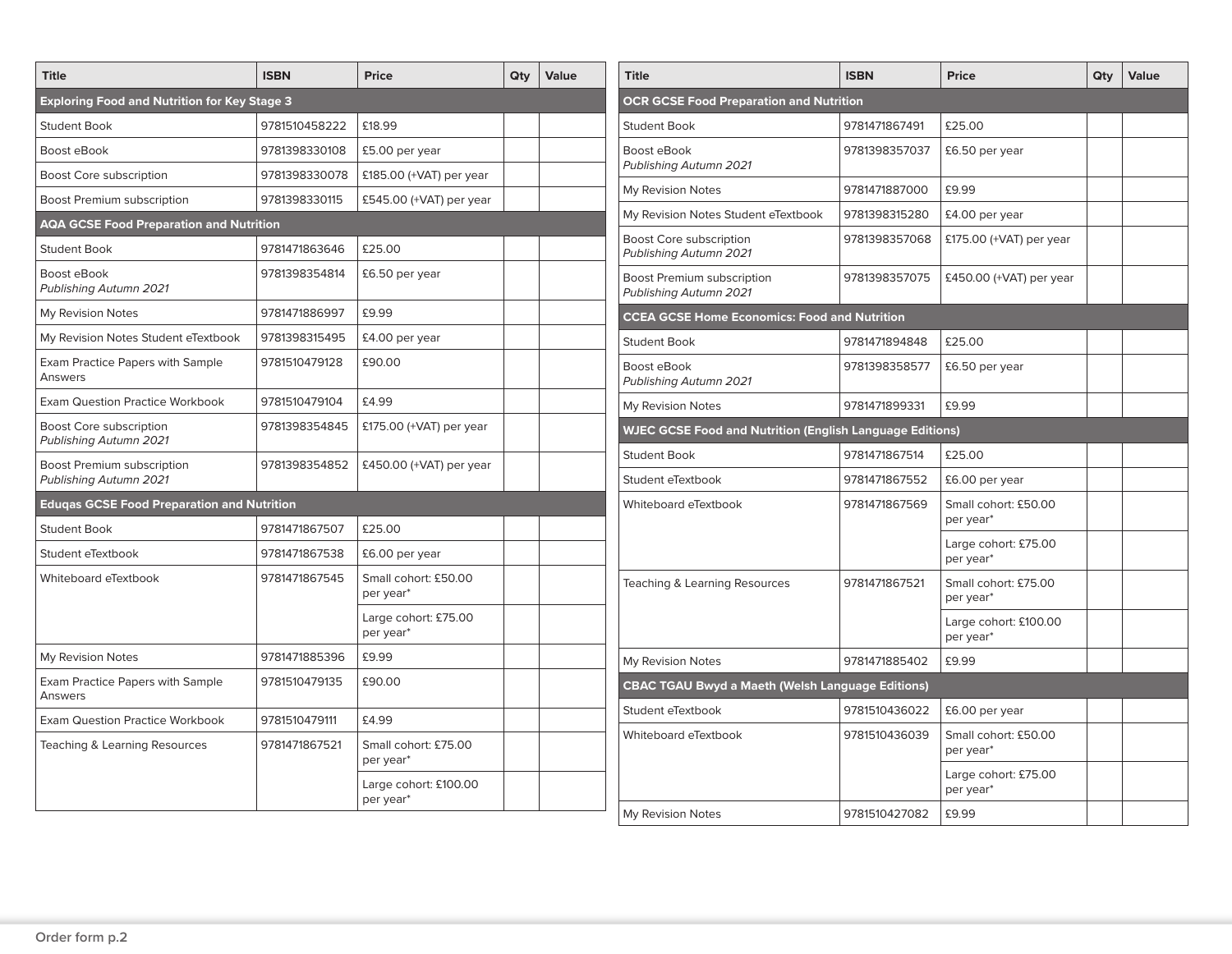| Title | ISBN | Price | Qty | Value |
|---|---|---|---|---|
| **Exploring Food and Nutrition for Key Stage 3** | | | | |
| Student Book | 9781510458222 | £18.99 | | |
| Boost eBook | 9781398330108 | £5.00 per year | | |
| Boost Core subscription | 9781398330078 | £185.00 (+VAT) per year | | |
| Boost Premium subscription | 9781398330115 | £545.00 (+VAT) per year | | |
| **AQA GCSE Food Preparation and Nutrition** | | | | |
| Student Book | 9781471863646 | £25.00 | | |
| Boost eBook *Publishing Autumn 2021* | 9781398354814 | £6.50 per year | | |
| My Revision Notes | 9781471886997 | £9.99 | | |
| My Revision Notes Student eTextbook | 9781398315495 | £4.00 per year | | |
| Exam Practice Papers with Sample Answers | 9781510479128 | £90.00 | | |
| Exam Question Practice Workbook | 9781510479104 | £4.99 | | |
| Boost Core subscription *Publishing Autumn 2021* | 9781398354845 | £175.00 (+VAT) per year | | |
| Boost Premium subscription *Publishing Autumn 2021* | 9781398354852 | £450.00 (+VAT) per year | | |
| **Eduqas GCSE Food Preparation and Nutrition** | | | | |
| Student Book | 9781471867507 | £25.00 | | |
| Student eTextbook | 9781471867538 | £6.00 per year | | |
| Whiteboard eTextbook | 9781471867545 | Small cohort: £50.00 per year* | | |
| | | Large cohort: £75.00 per year* | | |
| My Revision Notes | 9781471885396 | £9.99 | | |
| Exam Practice Papers with Sample Answers | 9781510479135 | £90.00 | | |
| Exam Question Practice Workbook | 9781510479111 | £4.99 | | |
| Teaching & Learning Resources | 9781471867521 | Small cohort: £75.00 per year* | | |
| | | Large cohort: £100.00 per year* | | |

| Title | ISBN | Price | Qty | Value |
|---|---|---|---|---|
| **OCR GCSE Food Preparation and Nutrition** | | | | |
| Student Book | 9781471867491 | £25.00 | | |
| Boost eBook *Publishing Autumn 2021* | 9781398357037 | £6.50 per year | | |
| My Revision Notes | 9781471887000 | £9.99 | | |
| My Revision Notes Student eTextbook | 9781398315280 | £4.00 per year | | |
| Boost Core subscription *Publishing Autumn 2021* | 9781398357068 | £175.00 (+VAT) per year | | |
| Boost Premium subscription *Publishing Autumn 2021* | 9781398357075 | £450.00 (+VAT) per year | | |
| **CCEA GCSE Home Economics: Food and Nutrition** | | | | |
| Student Book | 9781471894848 | £25.00 | | |
| Boost eBook *Publishing Autumn 2021* | 9781398358577 | £6.50 per year | | |
| My Revision Notes | 9781471899331 | £9.99 | | |
| **WJEC GCSE Food and Nutrition (English Language Editions)** | | | | |
| Student Book | 9781471867514 | £25.00 | | |
| Student eTextbook | 9781471867552 | £6.00 per year | | |
| Whiteboard eTextbook | 9781471867569 | Small cohort: £50.00 per year* | | |
| | | Large cohort: £75.00 per year* | | |
| Teaching & Learning Resources | 9781471867521 | Small cohort: £75.00 per year* | | |
| | | Large cohort: £100.00 per year* | | |
| My Revision Notes | 9781471885402 | £9.99 | | |
| **CBAC TGAU Bwyd a Maeth (Welsh Language Editions)** | | | | |
| Student eTextbook | 9781510436022 | £6.00 per year | | |
| Whiteboard eTextbook | 9781510436039 | Small cohort: £50.00 per year* | | |
| | | Large cohort: £75.00 per year* | | |
| My Revision Notes | 9781510427082 | £9.99 | | |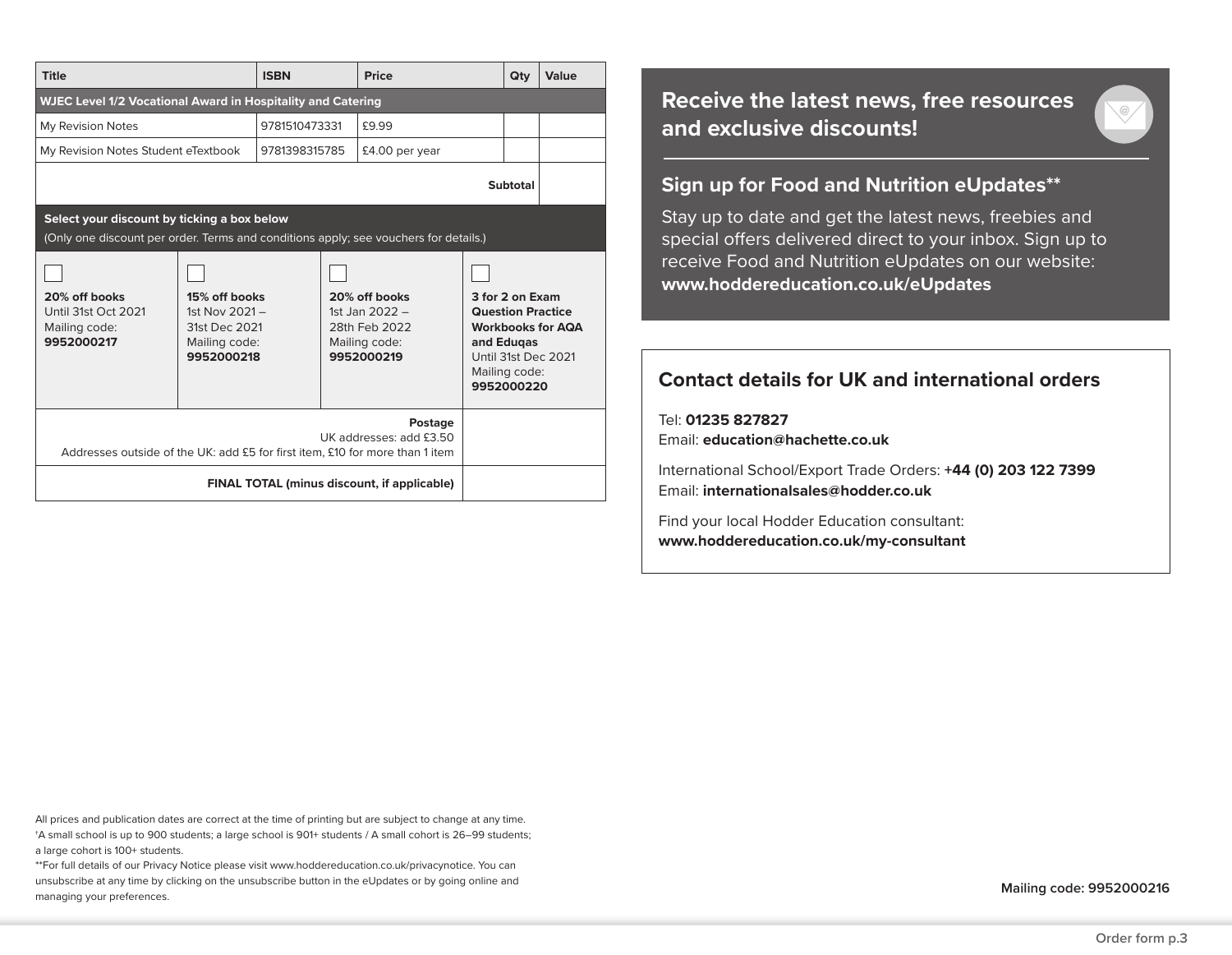| Title | ISBN | Price | Qty | Value |
| --- | --- | --- | --- | --- |
| **WJEC Level 1/2 Vocational Award in Hospitality and Catering** | | | | |
| My Revision Notes | 9781510473331 | £9.99 | | |
| My Revision Notes Student eTextbook | 9781398315785 | £4.00 per year | | |
| | | | **Subtotal** | |

**Select your discount by ticking a box below**
(Only one discount per order. Terms and conditions apply; see vouchers for details.)

| ☐ | ☐ | ☐ | ☐ |
| --- | --- | --- | --- |
| **20% off books** Until 31st Oct 2021 Mailing code: **9952000217** | **15% off books** 1st Nov 2021 – 31st Dec 2021 Mailing code: **9952000218** | **20% off books** 1st Jan 2022 – 28th Feb 2022 Mailing code: **9952000219** | **3 for 2 on Exam Question Practice Workbooks for AQA and Eduqas** Until 31st Dec 2021 Mailing code: **9952000220** |

| | |
| --- | --- |
| **Postage** UK addresses: add £3.50 Addresses outside of the UK: add £5 for first item, £10 for more than 1 item | |
| **FINAL TOTAL (minus discount, if applicable)** | |

## Receive the latest news, free resources and exclusive discounts!

### Sign up for Food and Nutrition eUpdates**

Stay up to date and get the latest news, freebies and special offers delivered direct to your inbox. Sign up to receive Food and Nutrition eUpdates on our website: **www.hoddereducation.co.uk/eUpdates**

## Contact details for UK and international orders

Tel: **01235 827827**
Email: **education@hachette.co.uk**

International School/Export Trade Orders: **+44 (0) 203 122 7399**
Email: **internationalsales@hodder.co.uk**

Find your local Hodder Education consultant:
**www.hoddereducation.co.uk/my-consultant**

All prices and publication dates are correct at the time of printing but are subject to change at any time.
†A small school is up to 900 students; a large school is 901+ students / A small cohort is 26–99 students; a large cohort is 100+ students.
**For full details of our Privacy Notice please visit www.hoddereducation.co.uk/privacynotice. You can unsubscribe at any time by clicking on the unsubscribe button in the eUpdates or by going online and managing your preferences.

**Mailing code: 9952000216**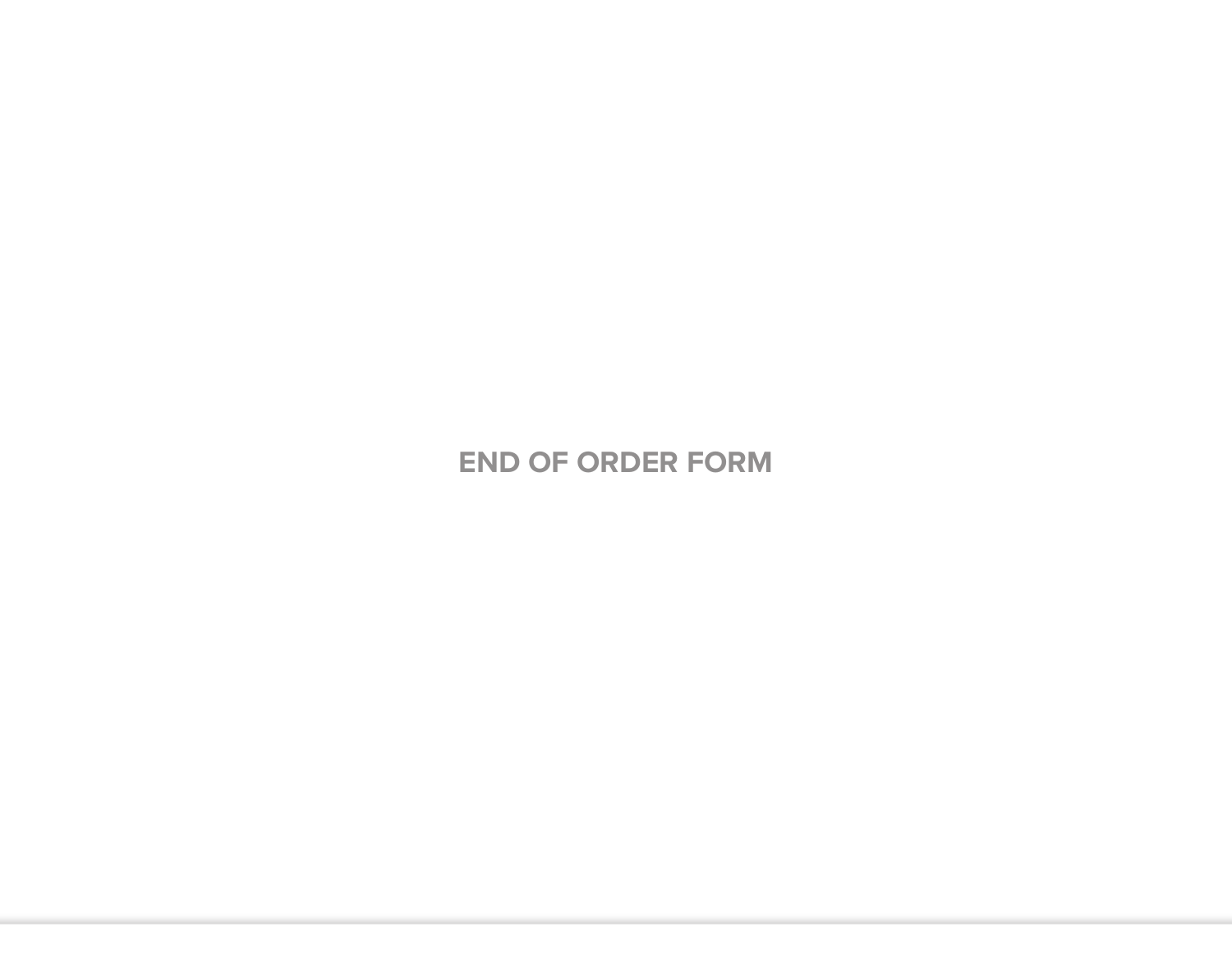END OF ORDER FORM